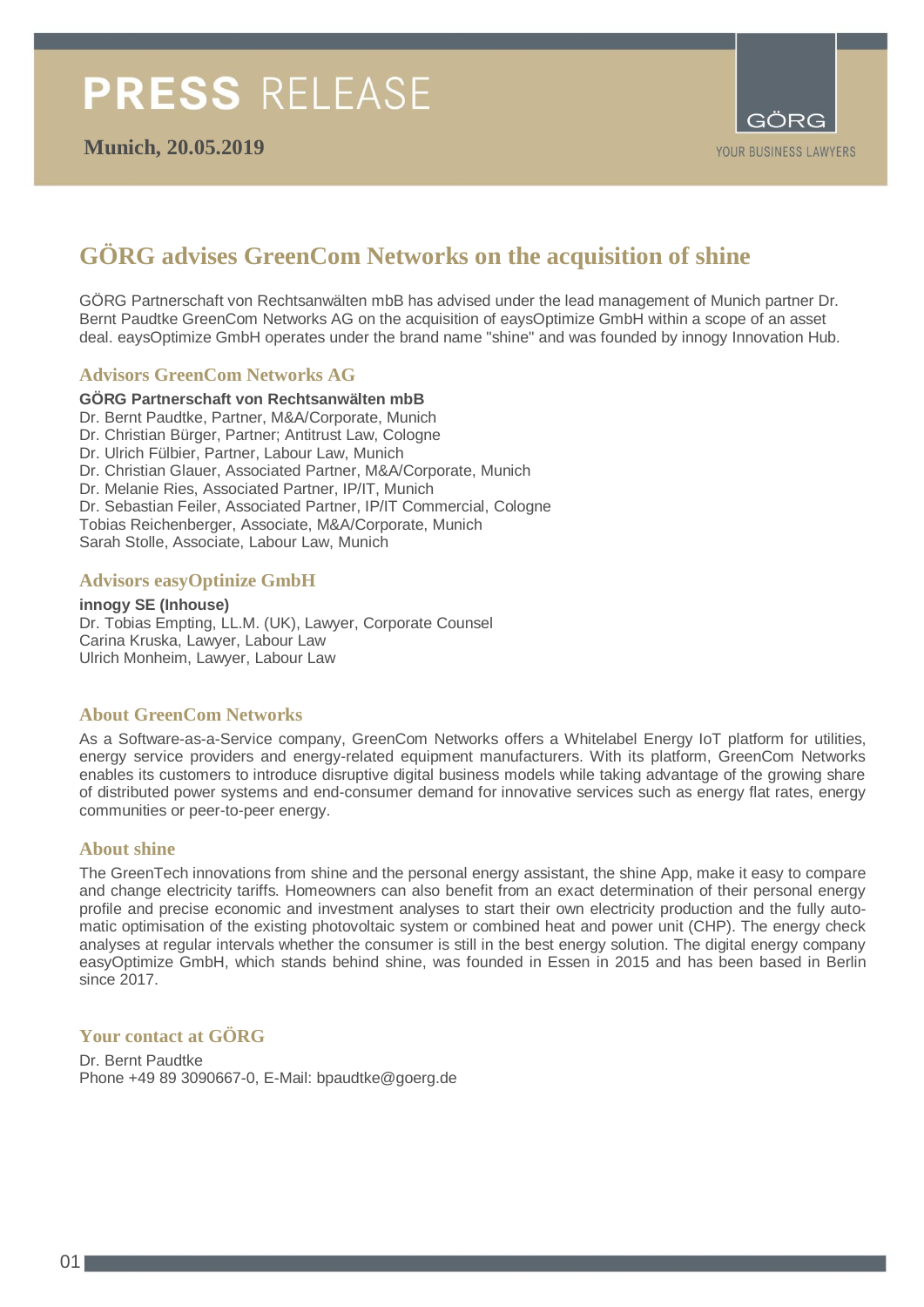# PRESS RELEASE

**Munich, 20.05.2019**

GÖRG

YOUR BUSINESS LAWYERS

## GÖRG advises GreenCom Networks on the acquisition of shine

GÖRG Partnerschaft von Rechtsanwälten mbB has advised under the lead management of Munich partner Dr. Bernt Paudtke GreenCom Networks AG on the acquisition of eaysOptimize GmbH within a scope of an asset deal. eaysOptimize GmbH operates under the brand name "shine" and was founded by innogy Innovation Hub.

### Advisors GreenCom Networks AG

**GÖRG Partnerschaft von Rechtsanwälten mbB**
Dr. Bernt Paudtke, Partner, M&A/Corporate, Munich
Dr. Christian Bürger, Partner; Antitrust Law, Cologne
Dr. Ulrich Fülbier, Partner, Labour Law, Munich
Dr. Christian Glauer, Associated Partner, M&A/Corporate, Munich
Dr. Melanie Ries, Associated Partner, IP/IT, Munich
Dr. Sebastian Feiler, Associated Partner, IP/IT Commercial, Cologne
Tobias Reichenberger, Associate, M&A/Corporate, Munich
Sarah Stolle, Associate, Labour Law, Munich

### Advisors easyOptimize GmbH

**innogy SE (Inhouse)**
Dr. Tobias Empting, LL.M. (UK), Lawyer, Corporate Counsel
Carina Kruska, Lawyer, Labour Law
Ulrich Monheim, Lawyer, Labour Law

### About GreenCom Networks

As a Software-as-a-Service company, GreenCom Networks offers a Whitelabel Energy IoT platform for utilities, energy service providers and energy-related equipment manufacturers. With its platform, GreenCom Networks enables its customers to introduce disruptive digital business models while taking advantage of the growing share of distributed power systems and end-consumer demand for innovative services such as energy flat rates, energy communities or peer-to-peer energy.

### About shine

The GreenTech innovations from shine and the personal energy assistant, the shine App, make it easy to compare and change electricity tariffs. Homeowners can also benefit from an exact determination of their personal energy profile and precise economic and investment analyses to start their own electricity production and the fully automatic optimisation of the existing photovoltaic system or combined heat and power unit (CHP). The energy check analyses at regular intervals whether the consumer is still in the best energy solution. The digital energy company easyOptimize GmbH, which stands behind shine, was founded in Essen in 2015 and has been based in Berlin since 2017.

### Your contact at GÖRG

Dr. Bernt Paudtke
Phone +49 89 3090667-0, E-Mail: bpaudtke@goerg.de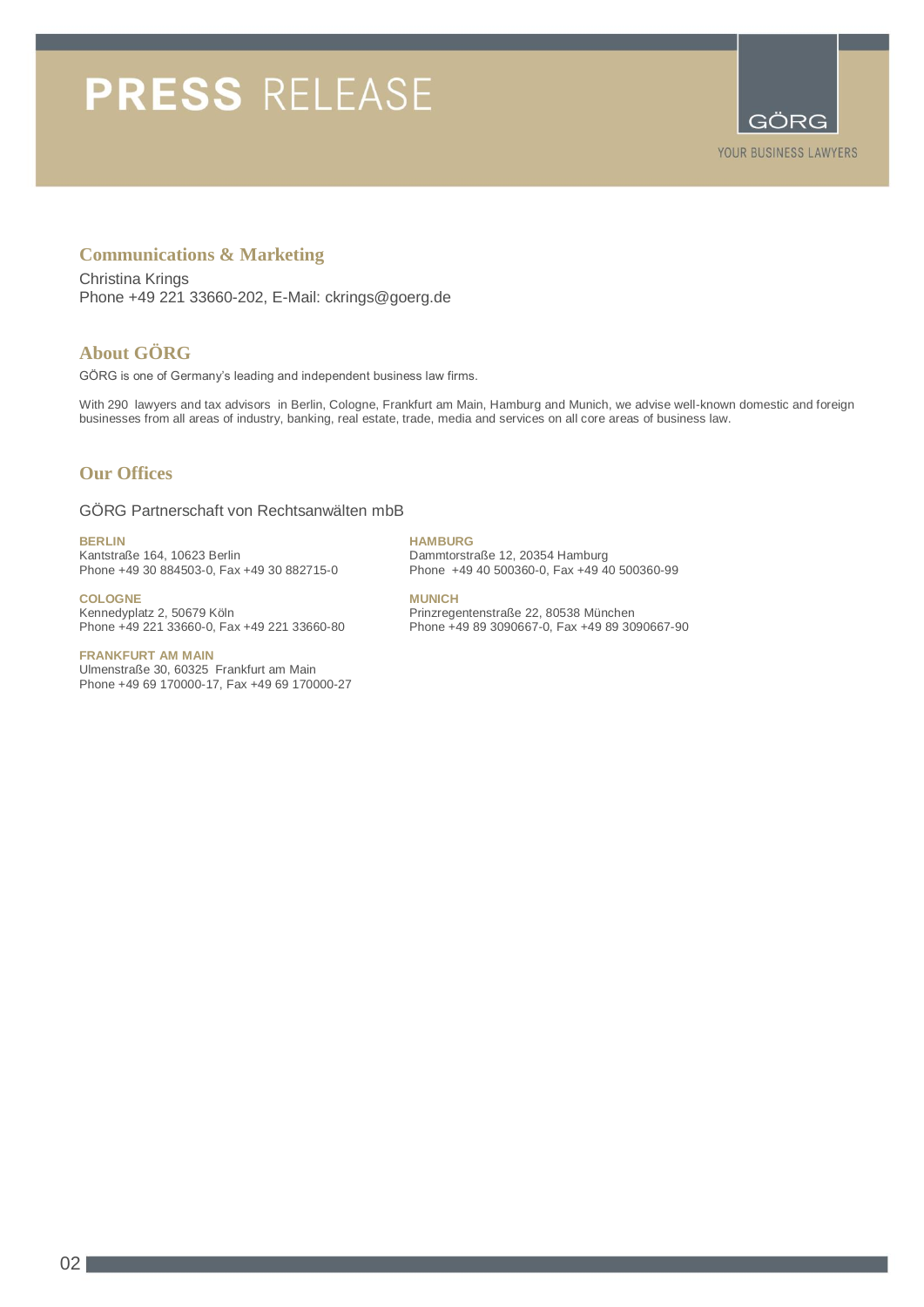# PRESS RELEASE

GÖRG

YOUR BUSINESS LAWYERS

## Communications & Marketing

Christina Krings
Phone +49 221 33660-202, E-Mail: ckrings@goerg.de

## About GÖRG

GÖRG is one of Germany's leading and independent business law firms.

With 290 lawyers and tax advisors in Berlin, Cologne, Frankfurt am Main, Hamburg and Munich, we advise well-known domestic and foreign businesses from all areas of industry, banking, real estate, trade, media and services on all core areas of business law.

## Our Offices

GÖRG Partnerschaft von Rechtsanwälten mbB

**BERLIN**
Kantstraße 164, 10623 Berlin
Phone +49 30 884503-0, Fax +49 30 882715-0

**COLOGNE**
Kennedyplatz 2, 50679 Köln
Phone +49 221 33660-0, Fax +49 221 33660-80

**FRANKFURT AM MAIN**
Ulmenstraße 30, 60325 Frankfurt am Main
Phone +49 69 170000-17, Fax +49 69 170000-27

**HAMBURG**
Dammtorstraße 12, 20354 Hamburg
Phone +49 40 500360-0, Fax +49 40 500360-99

**MUNICH**
Prinzregentenstraße 22, 80538 München
Phone +49 89 3090667-0, Fax +49 89 3090667-90